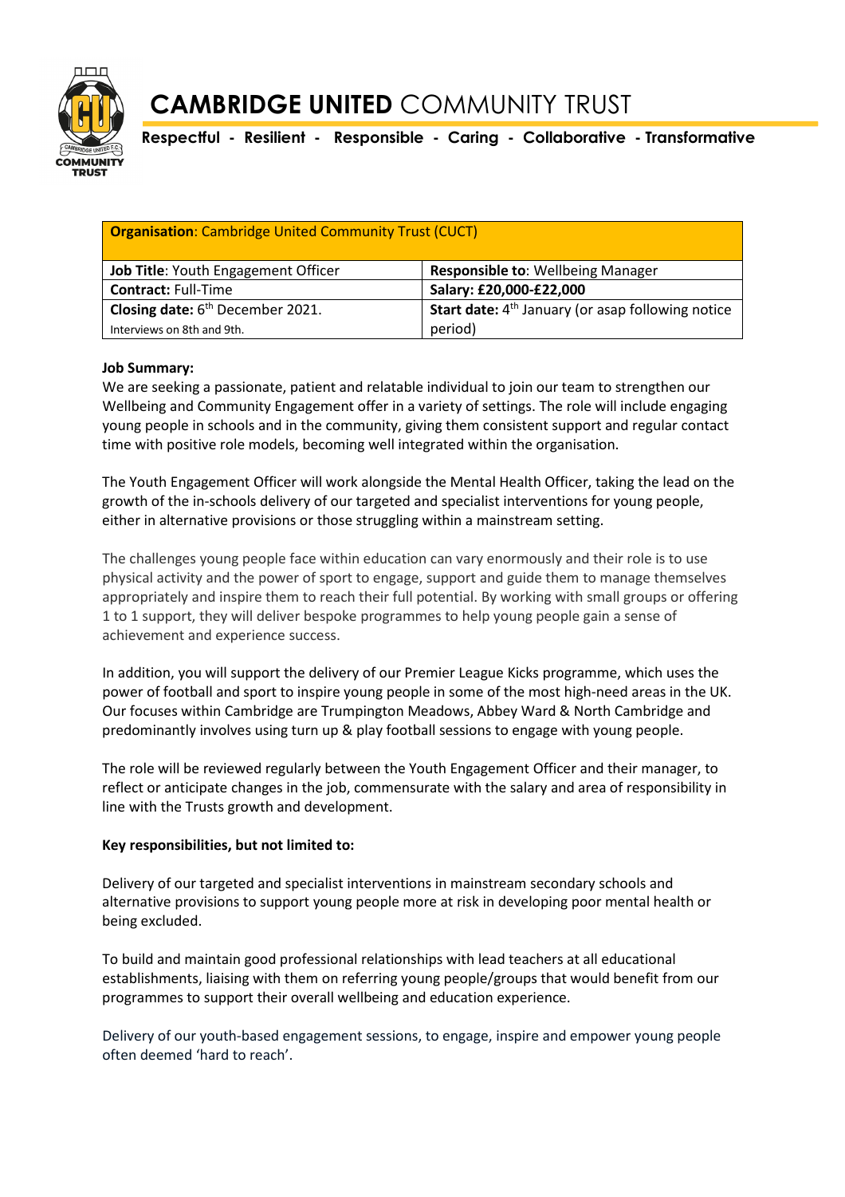# CAMBRIDGE UNITED COMMUNITY TRUST

**Respectful - Resilient - Responsible - Caring - Collaborative - Transformative**

| **Organisation**: Cambridge United Community Trust (CUCT) | |
|---|---|
| **Job Title**: Youth Engagement Officer | **Responsible to**: Wellbeing Manager |
| **Contract:** Full-Time | **Salary: £20,000-£22,000** |
| **Closing date:** 6th December 2021. Interviews on 8th and 9th. | **Start date:** 4th January (or asap following notice period) |

**Job Summary:**

We are seeking a passionate, patient and relatable individual to join our team to strengthen our Wellbeing and Community Engagement offer in a variety of settings. The role will include engaging young people in schools and in the community, giving them consistent support and regular contact time with positive role models, becoming well integrated within the organisation.

The Youth Engagement Officer will work alongside the Mental Health Officer, taking the lead on the growth of the in-schools delivery of our targeted and specialist interventions for young people, either in alternative provisions or those struggling within a mainstream setting.

The challenges young people face within education can vary enormously and their role is to use physical activity and the power of sport to engage, support and guide them to manage themselves appropriately and inspire them to reach their full potential. By working with small groups or offering 1 to 1 support, they will deliver bespoke programmes to help young people gain a sense of achievement and experience success.

In addition, you will support the delivery of our Premier League Kicks programme, which uses the power of football and sport to inspire young people in some of the most high-need areas in the UK. Our focuses within Cambridge are Trumpington Meadows, Abbey Ward & North Cambridge and predominantly involves using turn up & play football sessions to engage with young people.

The role will be reviewed regularly between the Youth Engagement Officer and their manager, to reflect or anticipate changes in the job, commensurate with the salary and area of responsibility in line with the Trusts growth and development.

**Key responsibilities, but not limited to:**

Delivery of our targeted and specialist interventions in mainstream secondary schools and alternative provisions to support young people more at risk in developing poor mental health or being excluded.

To build and maintain good professional relationships with lead teachers at all educational establishments, liaising with them on referring young people/groups that would benefit from our programmes to support their overall wellbeing and education experience.

Delivery of our youth-based engagement sessions, to engage, inspire and empower young people often deemed 'hard to reach'.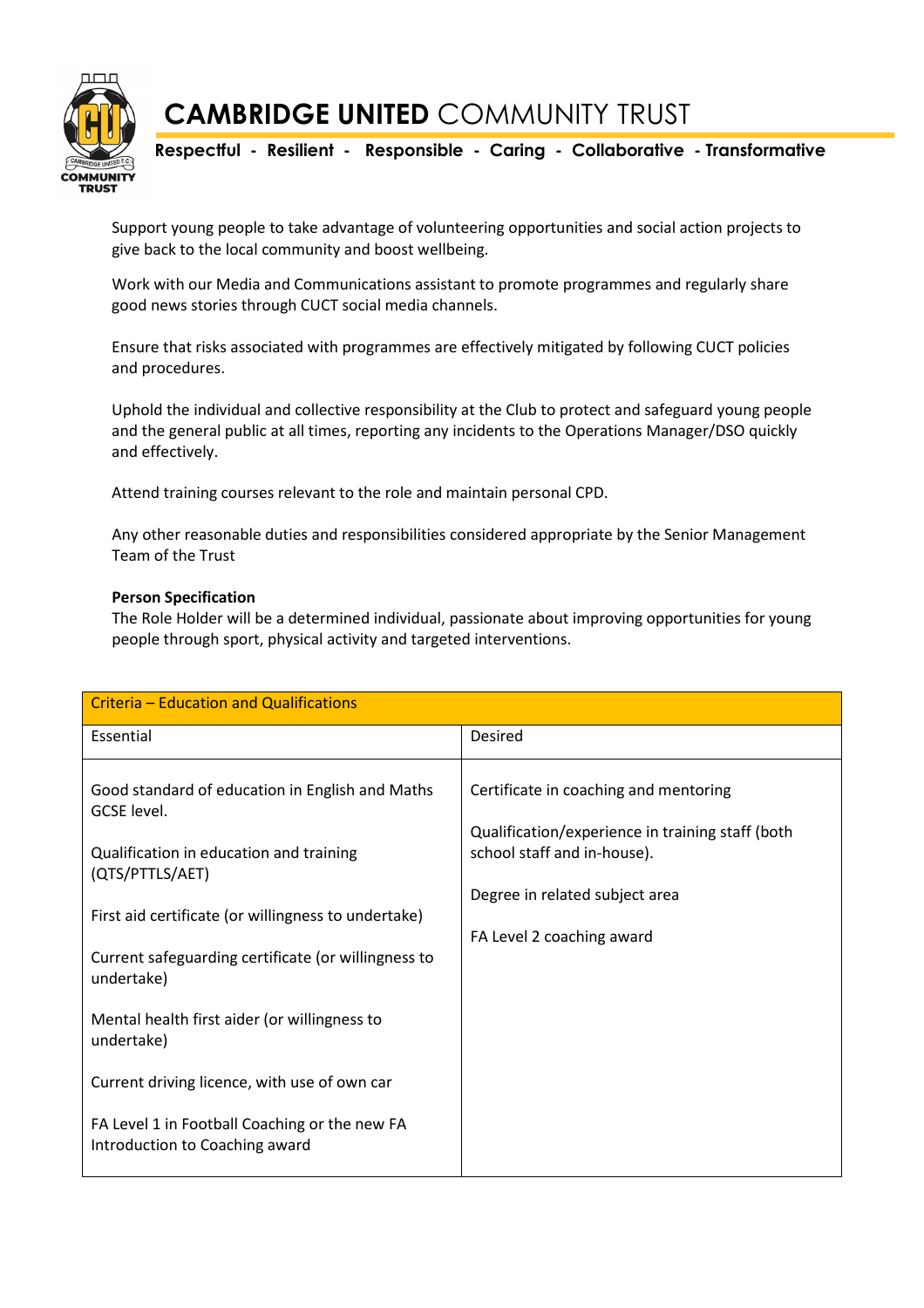Support young people to take advantage of volunteering opportunities and social action projects to give back to the local community and boost wellbeing.

Work with our Media and Communications assistant to promote programmes and regularly share good news stories through CUCT social media channels.

Ensure that risks associated with programmes are effectively mitigated by following CUCT policies and procedures.

Uphold the individual and collective responsibility at the Club to protect and safeguard young people and the general public at all times, reporting any incidents to the Operations Manager/DSO quickly and effectively.

Attend training courses relevant to the role and maintain personal CPD.

Any other reasonable duties and responsibilities considered appropriate by the Senior Management Team of the Trust

**Person Specification**

The Role Holder will be a determined individual, passionate about improving opportunities for young people through sport, physical activity and targeted interventions.

| Criteria – Education and Qualifications | |
|---|---|
| Essential | Desired |
| Good standard of education in English and Maths GCSE level.<br><br>Qualification in education and training (QTS/PTTLS/AET)<br><br>First aid certificate (or willingness to undertake)<br><br>Current safeguarding certificate (or willingness to undertake)<br><br>Mental health first aider (or willingness to undertake)<br><br>Current driving licence, with use of own car<br><br>FA Level 1 in Football Coaching or the new FA Introduction to Coaching award | Certificate in coaching and mentoring<br><br>Qualification/experience in training staff (both school staff and in-house).<br><br>Degree in related subject area<br><br>FA Level 2 coaching award |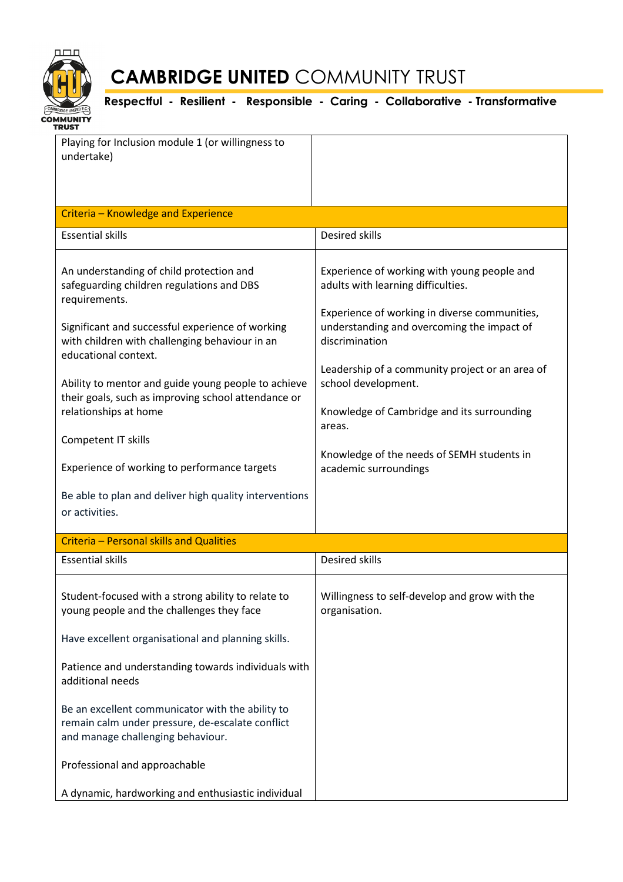# CAMBRIDGE UNITED COMMUNITY TRUST

**Respectful - Resilient - Responsible - Caring - Collaborative - Transformative**

| | |
|---|---|
| Playing for Inclusion module 1 (or willingness to undertake) | |
| **Criteria – Knowledge and Experience** | |
| Essential skills | Desired skills |
| An understanding of child protection and safeguarding children regulations and DBS requirements.<br><br>Significant and successful experience of working with children with challenging behaviour in an educational context.<br><br>Ability to mentor and guide young people to achieve their goals, such as improving school attendance or relationships at home<br><br>Competent IT skills<br><br>Experience of working to performance targets<br><br>Be able to plan and deliver high quality interventions or activities. | Experience of working with young people and adults with learning difficulties.<br><br>Experience of working in diverse communities, understanding and overcoming the impact of discrimination<br><br>Leadership of a community project or an area of school development.<br><br>Knowledge of Cambridge and its surrounding areas.<br><br>Knowledge of the needs of SEMH students in academic surroundings |
| **Criteria – Personal skills and Qualities** | |
| Essential skills | Desired skills |
| Student-focused with a strong ability to relate to young people and the challenges they face<br><br>Have excellent organisational and planning skills.<br><br>Patience and understanding towards individuals with additional needs<br><br>Be an excellent communicator with the ability to remain calm under pressure, de-escalate conflict and manage challenging behaviour.<br><br>Professional and approachable<br><br>A dynamic, hardworking and enthusiastic individual | Willingness to self-develop and grow with the organisation. |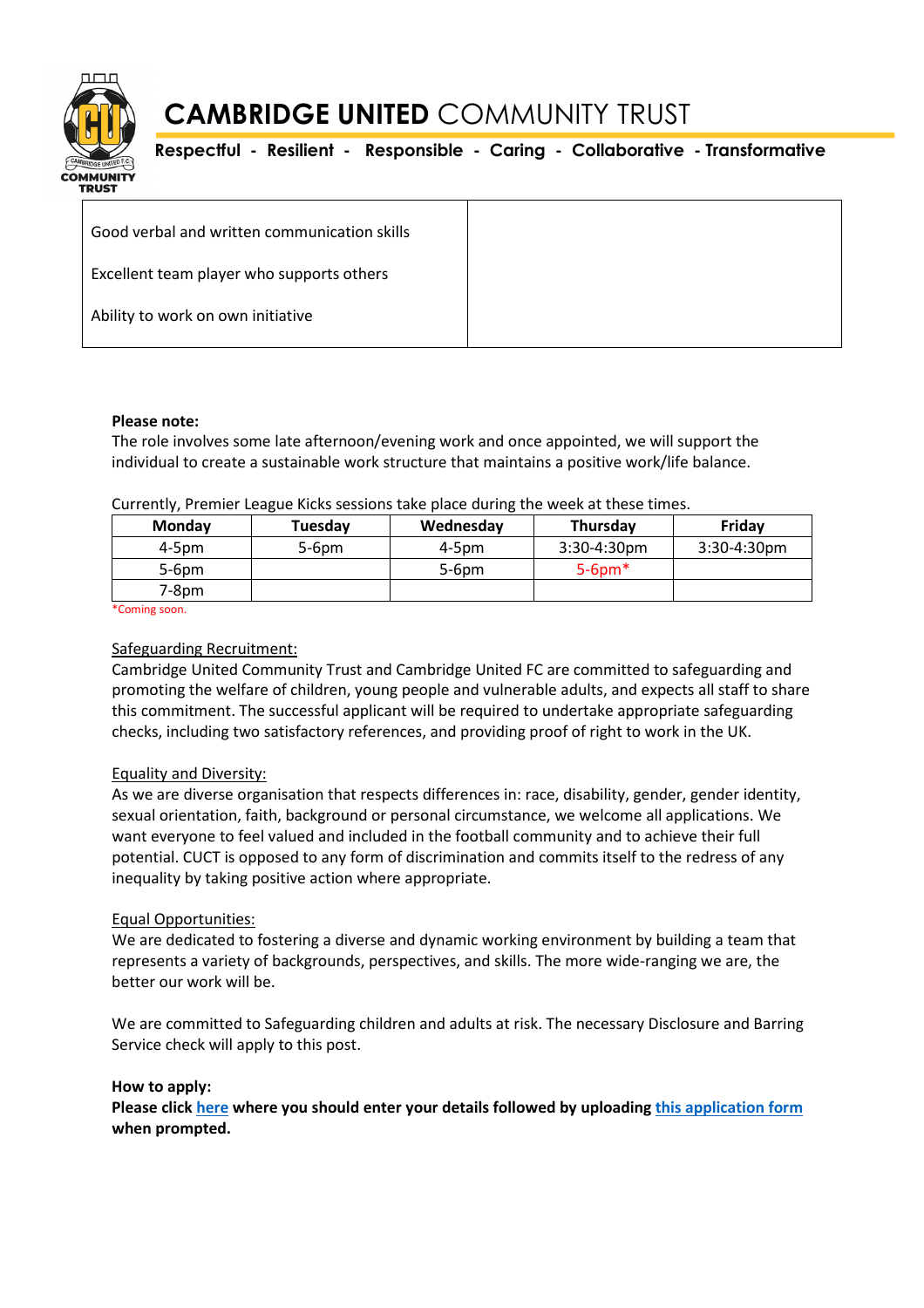| | |
|---|---|
| Good verbal and written communication skills<br><br>Excellent team player who supports others<br><br>Ability to work on own initiative | |

**Please note:**
The role involves some late afternoon/evening work and once appointed, we will support the individual to create a sustainable work structure that maintains a positive work/life balance.

Currently, Premier League Kicks sessions take place during the week at these times.

| Monday | Tuesday | Wednesday | Thursday | Friday |
|---|---|---|---|---|
| 4-5pm | 5-6pm | 4-5pm | 3:30-4:30pm | 3:30-4:30pm |
| 5-6pm | | 5-6pm | 5-6pm* | |
| 7-8pm | | | | |

*Coming soon.

Safeguarding Recruitment:
Cambridge United Community Trust and Cambridge United FC are committed to safeguarding and promoting the welfare of children, young people and vulnerable adults, and expects all staff to share this commitment. The successful applicant will be required to undertake appropriate safeguarding checks, including two satisfactory references, and providing proof of right to work in the UK.

Equality and Diversity:
As we are diverse organisation that respects differences in: race, disability, gender, gender identity, sexual orientation, faith, background or personal circumstance, we welcome all applications. We want everyone to feel valued and included in the football community and to achieve their full potential. CUCT is opposed to any form of discrimination and commits itself to the redress of any inequality by taking positive action where appropriate.

Equal Opportunities:
We are dedicated to fostering a diverse and dynamic working environment by building a team that represents a variety of backgrounds, perspectives, and skills. The more wide-ranging we are, the better our work will be.

We are committed to Safeguarding children and adults at risk. The necessary Disclosure and Barring Service check will apply to this post.

**How to apply:**
**Please click here where you should enter your details followed by uploading this application form when prompted.**